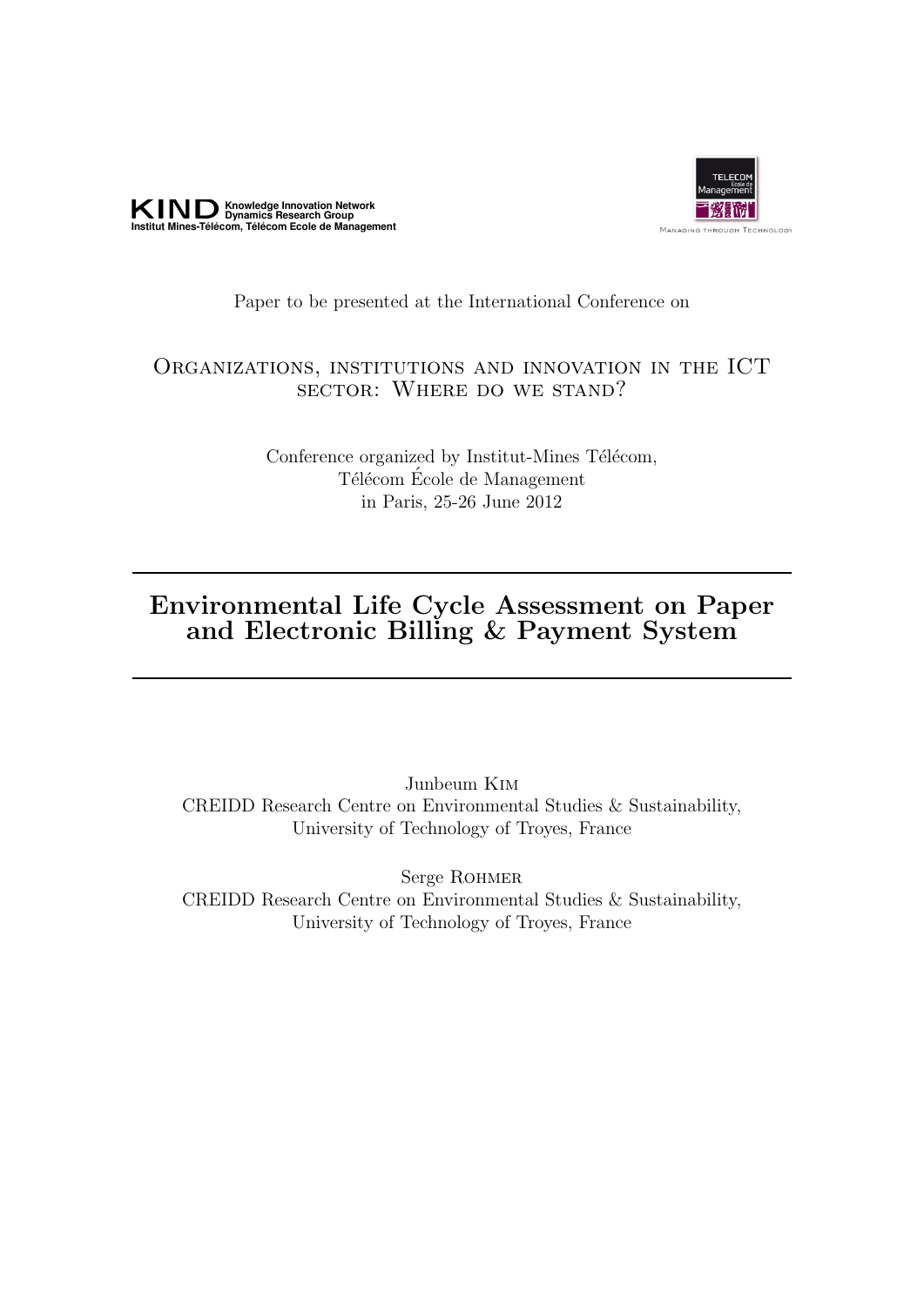**KIND** Knowledge Innovation Network Dynamics Research Group
Institut Mines-Télécom, Télécom Ecole de Management

TELECOM École de Management
Managing through Technology

Paper to be presented at the International Conference on

Organizations, institutions and innovation in the ICT sector: Where do we stand?

Conference organized by Institut-Mines Télécom,
Télécom École de Management
in Paris, 25-26 June 2012

# Environmental Life Cycle Assessment on Paper and Electronic Billing & Payment System

Junbeum Kim
CREIDD Research Centre on Environmental Studies & Sustainability,
University of Technology of Troyes, France

Serge Rohmer
CREIDD Research Centre on Environmental Studies & Sustainability,
University of Technology of Troyes, France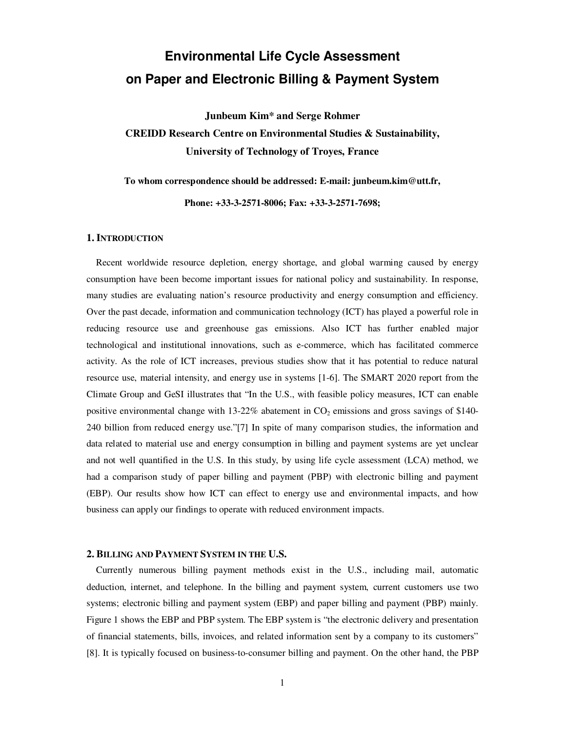# Environmental Life Cycle Assessment on Paper and Electronic Billing & Payment System

**Junbeum Kim* and Serge Rohmer**
**CREIDD Research Centre on Environmental Studies & Sustainability,**
**University of Technology of Troyes, France**

**To whom correspondence should be addressed: E-mail: junbeum.kim@utt.fr,**

**Phone: +33-3-2571-8006; Fax: +33-3-2571-7698;**

## 1. INTRODUCTION

Recent worldwide resource depletion, energy shortage, and global warming caused by energy consumption have been become important issues for national policy and sustainability. In response, many studies are evaluating nation's resource productivity and energy consumption and efficiency. Over the past decade, information and communication technology (ICT) has played a powerful role in reducing resource use and greenhouse gas emissions. Also ICT has further enabled major technological and institutional innovations, such as e-commerce, which has facilitated commerce activity. As the role of ICT increases, previous studies show that it has potential to reduce natural resource use, material intensity, and energy use in systems [1-6]. The SMART 2020 report from the Climate Group and GeSI illustrates that "In the U.S., with feasible policy measures, ICT can enable positive environmental change with 13-22% abatement in $CO_2$ emissions and gross savings of $140-240 billion from reduced energy use."[7] In spite of many comparison studies, the information and data related to material use and energy consumption in billing and payment systems are yet unclear and not well quantified in the U.S. In this study, by using life cycle assessment (LCA) method, we had a comparison study of paper billing and payment (PBP) with electronic billing and payment (EBP). Our results show how ICT can effect to energy use and environmental impacts, and how business can apply our findings to operate with reduced environment impacts.

## 2. BILLING AND PAYMENT SYSTEM IN THE U.S.

Currently numerous billing payment methods exist in the U.S., including mail, automatic deduction, internet, and telephone. In the billing and payment system, current customers use two systems; electronic billing and payment system (EBP) and paper billing and payment (PBP) mainly. Figure 1 shows the EBP and PBP system. The EBP system is "the electronic delivery and presentation of financial statements, bills, invoices, and related information sent by a company to its customers" [8]. It is typically focused on business-to-consumer billing and payment. On the other hand, the PBP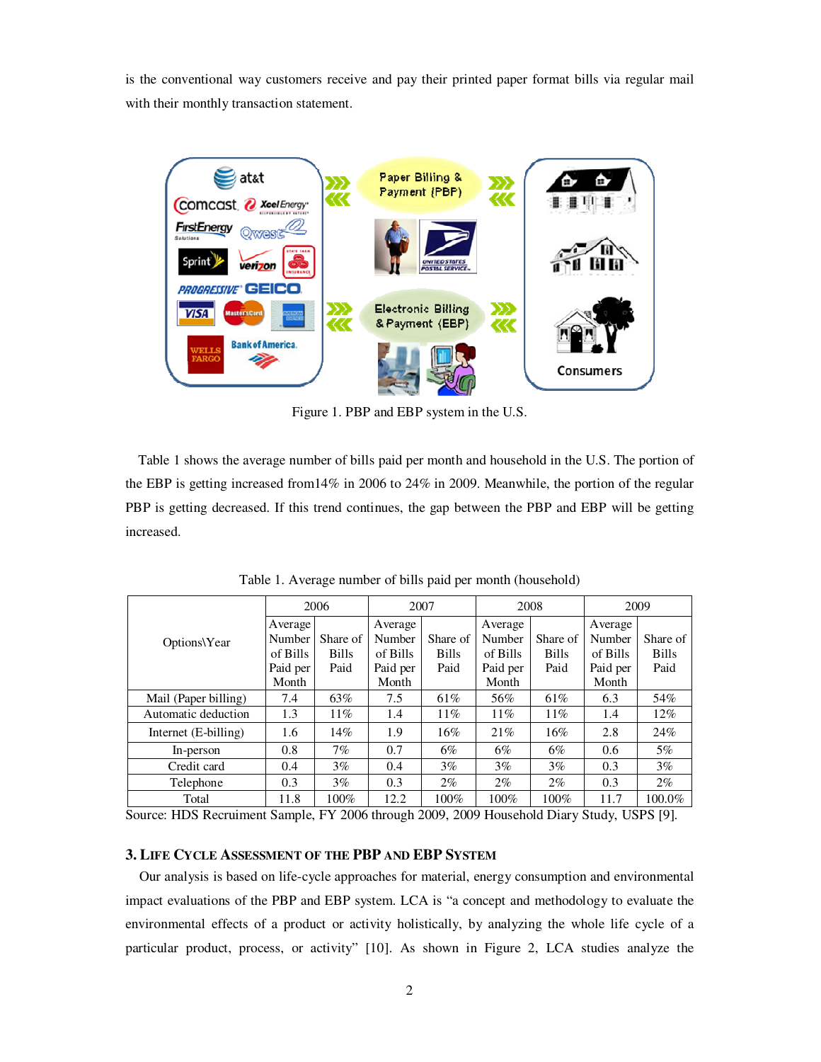is the conventional way customers receive and pay their printed paper format bills via regular mail with their monthly transaction statement.

Figure 1. PBP and EBP system in the U.S.

Table 1 shows the average number of bills paid per month and household in the U.S. The portion of the EBP is getting increased from14% in 2006 to 24% in 2009. Meanwhile, the portion of the regular PBP is getting decreased. If this trend continues, the gap between the PBP and EBP will be getting increased.

Table 1. Average number of bills paid per month (household)

| Options\Year | 2006 | | 2007 | | 2008 | | 2009 | |
|---|---|---|---|---|---|---|---|---|
| | Average Number of Bills Paid per Month | Share of Bills Paid | Average Number of Bills Paid per Month | Share of Bills Paid | Average Number of Bills Paid per Month | Share of Bills Paid | Average Number of Bills Paid per Month | Share of Bills Paid |
| Mail (Paper billing) | 7.4 | 63% | 7.5 | 61% | 56% | 61% | 6.3 | 54% |
| Automatic deduction | 1.3 | 11% | 1.4 | 11% | 11% | 11% | 1.4 | 12% |
| Internet (E-billing) | 1.6 | 14% | 1.9 | 16% | 21% | 16% | 2.8 | 24% |
| In-person | 0.8 | 7% | 0.7 | 6% | 6% | 6% | 0.6 | 5% |
| Credit card | 0.4 | 3% | 0.4 | 3% | 3% | 3% | 0.3 | 3% |
| Telephone | 0.3 | 3% | 0.3 | 2% | 2% | 2% | 0.3 | 2% |
| Total | 11.8 | 100% | 12.2 | 100% | 100% | 100% | 11.7 | 100.0% |

Source: HDS Recruiment Sample, FY 2006 through 2009, 2009 Household Diary Study, USPS [9].

## 3. Life Cycle Assessment of the PBP and EBP System

Our analysis is based on life-cycle approaches for material, energy consumption and environmental impact evaluations of the PBP and EBP system. LCA is "a concept and methodology to evaluate the environmental effects of a product or activity holistically, by analyzing the whole life cycle of a particular product, process, or activity" [10]. As shown in Figure 2, LCA studies analyze the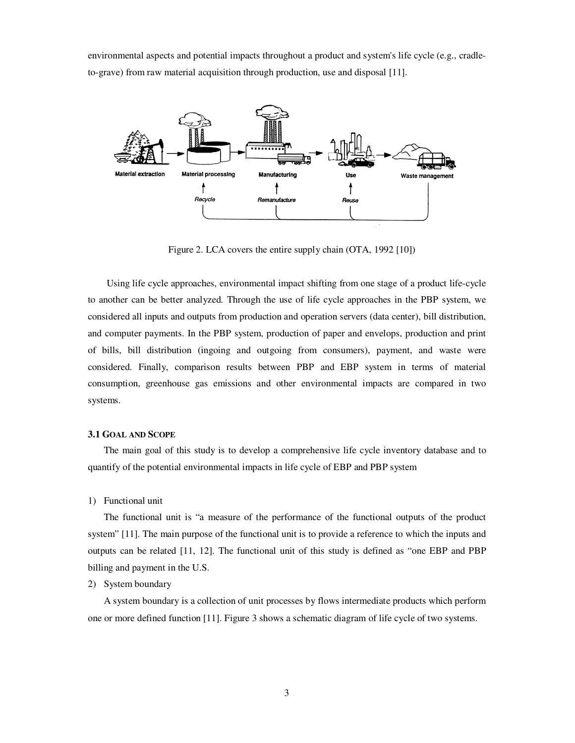environmental aspects and potential impacts throughout a product and system's life cycle (e.g., cradle-to-grave) from raw material acquisition through production, use and disposal [11].

Figure 2. LCA covers the entire supply chain (OTA, 1992 [10])

Using life cycle approaches, environmental impact shifting from one stage of a product life-cycle to another can be better analyzed. Through the use of life cycle approaches in the PBP system, we considered all inputs and outputs from production and operation servers (data center), bill distribution, and computer payments. In the PBP system, production of paper and envelops, production and print of bills, bill distribution (ingoing and outgoing from consumers), payment, and waste were considered. Finally, comparison results between PBP and EBP system in terms of material consumption, greenhouse gas emissions and other environmental impacts are compared in two systems.

### 3.1 Goal and Scope

The main goal of this study is to develop a comprehensive life cycle inventory database and to quantify of the potential environmental impacts in life cycle of EBP and PBP system

1) Functional unit

The functional unit is "a measure of the performance of the functional outputs of the product system" [11]. The main purpose of the functional unit is to provide a reference to which the inputs and outputs can be related [11, 12]. The functional unit of this study is defined as "one EBP and PBP billing and payment in the U.S.

2) System boundary

A system boundary is a collection of unit processes by flows intermediate products which perform one or more defined function [11]. Figure 3 shows a schematic diagram of life cycle of two systems.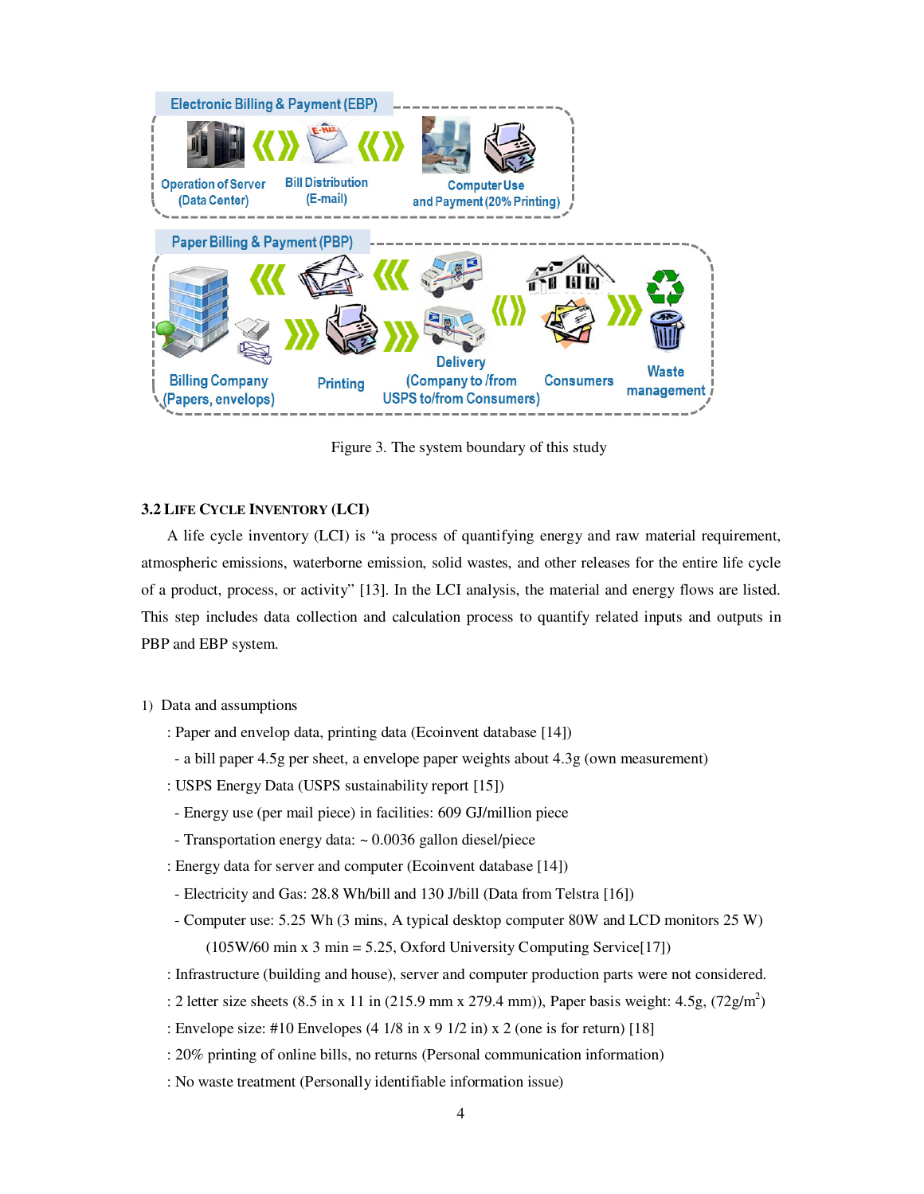Figure 3. The system boundary of this study

### 3.2 LIFE CYCLE INVENTORY (LCI)

A life cycle inventory (LCI) is "a process of quantifying energy and raw material requirement, atmospheric emissions, waterborne emission, solid wastes, and other releases for the entire life cycle of a product, process, or activity" [13]. In the LCI analysis, the material and energy flows are listed. This step includes data collection and calculation process to quantify related inputs and outputs in PBP and EBP system.

1) Data and assumptions

: Paper and envelop data, printing data (Ecoinvent database [14])

- a bill paper 4.5g per sheet, a envelope paper weights about 4.3g (own measurement)

: USPS Energy Data (USPS sustainability report [15])

- Energy use (per mail piece) in facilities: 609 GJ/million piece
- Transportation energy data: ~ 0.0036 gallon diesel/piece

: Energy data for server and computer (Ecoinvent database [14])

- Electricity and Gas: 28.8 Wh/bill and 130 J/bill (Data from Telstra [16])
- Computer use: 5.25 Wh (3 mins, A typical desktop computer 80W and LCD monitors 25 W) (105W/60 min x 3 min = 5.25, Oxford University Computing Service[17])

: Infrastructure (building and house), server and computer production parts were not considered.

: 2 letter size sheets (8.5 in x 11 in (215.9 mm x 279.4 mm)), Paper basis weight: 4.5g, (72g/$m^2$)

: Envelope size: #10 Envelopes (4 1/8 in x 9 1/2 in) x 2 (one is for return) [18]

: 20% printing of online bills, no returns (Personal communication information)

: No waste treatment (Personally identifiable information issue)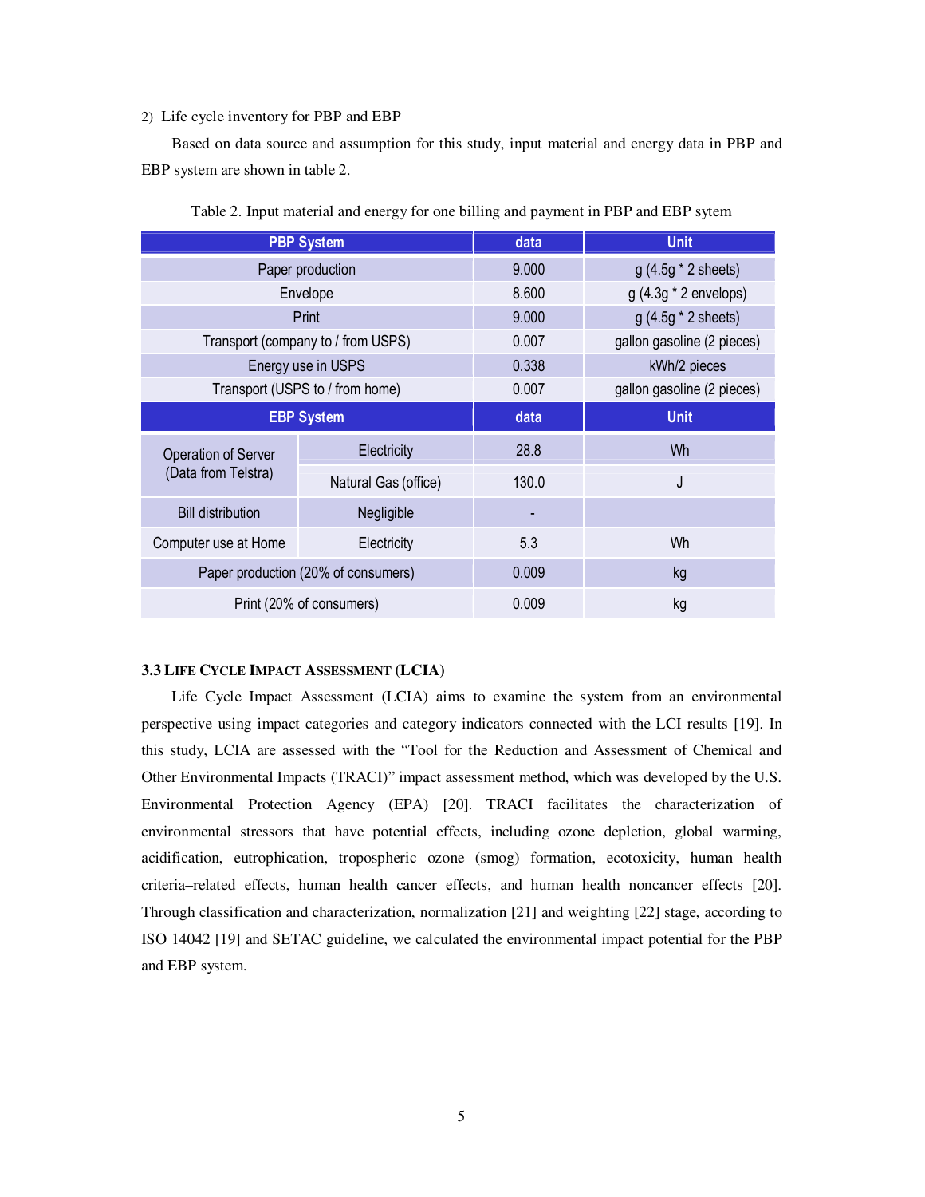2) Life cycle inventory for PBP and EBP

Based on data source and assumption for this study, input material and energy data in PBP and EBP system are shown in table 2.

Table 2. Input material and energy for one billing and payment in PBP and EBP sytem

| PBP System | | data | Unit |
|---|---|---|---|
| Paper production | | 9.000 | g (4.5g * 2 sheets) |
| Envelope | | 8.600 | g (4.3g * 2 envelops) |
| Print | | 9.000 | g (4.5g * 2 sheets) |
| Transport (company to / from USPS) | | 0.007 | gallon gasoline (2 pieces) |
| Energy use in USPS | | 0.338 | kWh/2 pieces |
| Transport (USPS to / from home) | | 0.007 | gallon gasoline (2 pieces) |
| **EBP System** | | **data** | **Unit** |
| Operation of Server (Data from Telstra) | Electricity | 28.8 | Wh |
| | Natural Gas (office) | 130.0 | J |
| Bill distribution | Negligible | - | |
| Computer use at Home | Electricity | 5.3 | Wh |
| Paper production (20% of consumers) | | 0.009 | kg |
| Print (20% of consumers) | | 0.009 | kg |

### 3.3 Life Cycle Impact Assessment (LCIA)

Life Cycle Impact Assessment (LCIA) aims to examine the system from an environmental perspective using impact categories and category indicators connected with the LCI results [19]. In this study, LCIA are assessed with the "Tool for the Reduction and Assessment of Chemical and Other Environmental Impacts (TRACI)" impact assessment method, which was developed by the U.S. Environmental Protection Agency (EPA) [20]. TRACI facilitates the characterization of environmental stressors that have potential effects, including ozone depletion, global warming, acidification, eutrophication, tropospheric ozone (smog) formation, ecotoxicity, human health criteria–related effects, human health cancer effects, and human health noncancer effects [20]. Through classification and characterization, normalization [21] and weighting [22] stage, according to ISO 14042 [19] and SETAC guideline, we calculated the environmental impact potential for the PBP and EBP system.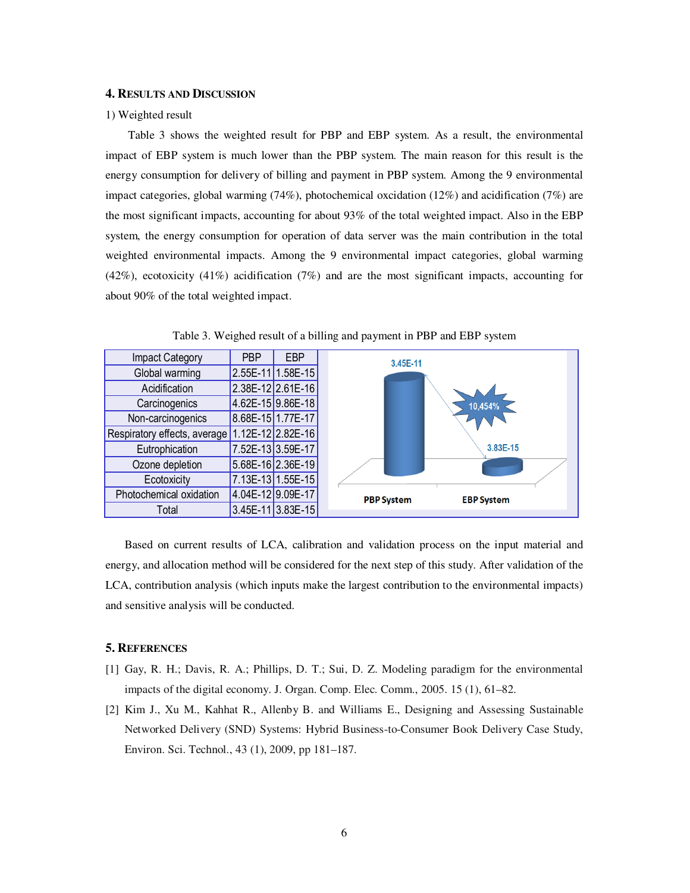## 4. RESULTS AND DISCUSSION

1) Weighted result

Table 3 shows the weighted result for PBP and EBP system. As a result, the environmental impact of EBP system is much lower than the PBP system. The main reason for this result is the energy consumption for delivery of billing and payment in PBP system. Among the 9 environmental impact categories, global warming (74%), photochemical oxcidation (12%) and acidification (7%) are the most significant impacts, accounting for about 93% of the total weighted impact. Also in the EBP system, the energy consumption for operation of data server was the main contribution in the total weighted environmental impacts. Among the 9 environmental impact categories, global warming (42%), ecotoxicity (41%) acidification (7%) and are the most significant impacts, accounting for about 90% of the total weighted impact.

Table 3. Weighed result of a billing and payment in PBP and EBP system

| Impact Category | PBP | EBP |
|---|---|---|
| Global warming | 2.55E-11 | 1.58E-15 |
| Acidification | 2.38E-12 | 2.61E-16 |
| Carcinogenics | 4.62E-15 | 9.86E-18 |
| Non-carcinogenics | 8.68E-15 | 1.77E-17 |
| Respiratory effects, average | 1.12E-12 | 2.82E-16 |
| Eutrophication | 7.52E-13 | 3.59E-17 |
| Ozone depletion | 5.68E-16 | 2.36E-19 |
| Ecotoxicity | 7.13E-13 | 1.55E-15 |
| Photochemical oxidation | 4.04E-12 | 9.09E-17 |
| Total | 3.45E-11 | 3.83E-15 |

Based on current results of LCA, calibration and validation process on the input material and energy, and allocation method will be considered for the next step of this study. After validation of the LCA, contribution analysis (which inputs make the largest contribution to the environmental impacts) and sensitive analysis will be conducted.

## 5. REFERENCES

[1] Gay, R. H.; Davis, R. A.; Phillips, D. T.; Sui, D. Z. Modeling paradigm for the environmental impacts of the digital economy. J. Organ. Comp. Elec. Comm., 2005. 15 (1), 61–82.

[2] Kim J., Xu M., Kahhat R., Allenby B. and Williams E., Designing and Assessing Sustainable Networked Delivery (SND) Systems: Hybrid Business-to-Consumer Book Delivery Case Study, Environ. Sci. Technol., 43 (1), 2009, pp 181–187.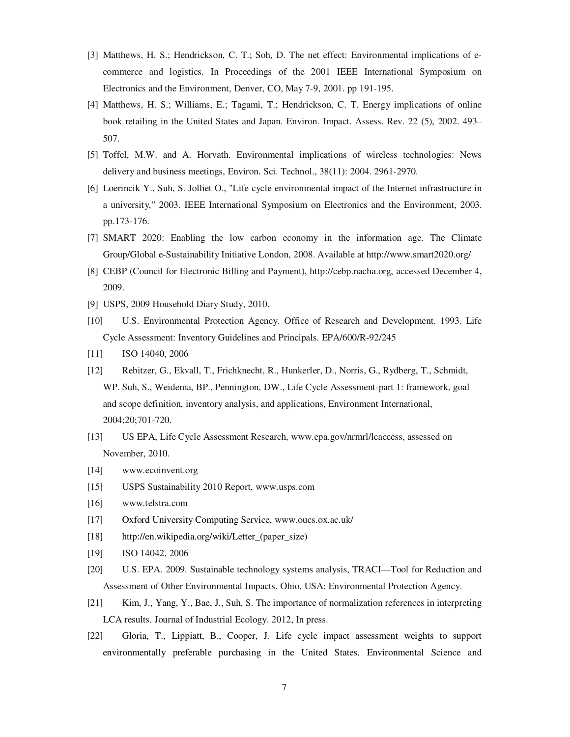[3] Matthews, H. S.; Hendrickson, C. T.; Soh, D. The net effect: Environmental implications of e-commerce and logistics. In Proceedings of the 2001 IEEE International Symposium on Electronics and the Environment, Denver, CO, May 7-9, 2001. pp 191-195.

[4] Matthews, H. S.; Williams, E.; Tagami, T.; Hendrickson, C. T. Energy implications of online book retailing in the United States and Japan. Environ. Impact. Assess. Rev. 22 (5), 2002. 493–507.

[5] Toffel, M.W. and A. Horvath. Environmental implications of wireless technologies: News delivery and business meetings, Environ. Sci. Technol., 38(11): 2004. 2961-2970.

[6] Loerincik Y., Suh, S. Jolliet O., "Life cycle environmental impact of the Internet infrastructure in a university," 2003. IEEE International Symposium on Electronics and the Environment, 2003. pp.173-176.

[7] SMART 2020: Enabling the low carbon economy in the information age. The Climate Group/Global e-Sustainability Initiative London, 2008. Available at http://www.smart2020.org/

[8] CEBP (Council for Electronic Billing and Payment), http://cebp.nacha.org, accessed December 4, 2009.

[9] USPS, 2009 Household Diary Study, 2010.

[10] U.S. Environmental Protection Agency. Office of Research and Development. 1993. Life Cycle Assessment: Inventory Guidelines and Principals. EPA/600/R-92/245

[11] ISO 14040, 2006

[12] Rebitzer, G., Ekvall, T., Frichknecht, R., Hunkerler, D., Norris, G., Rydberg, T., Schmidt, WP. Suh, S., Weidema, BP., Pennington, DW., Life Cycle Assessment-part 1: framework, goal and scope definition, inventory analysis, and applications, Environment International, 2004;20;701-720.

[13] US EPA, Life Cycle Assessment Research, www.epa.gov/nrmrl/lcaccess, assessed on November, 2010.

[14] www.ecoinvent.org

[15] USPS Sustainability 2010 Report, www.usps.com

[16] www.telstra.com

[17] Oxford University Computing Service, www.oucs.ox.ac.uk/

[18] http://en.wikipedia.org/wiki/Letter_(paper_size)

[19] ISO 14042, 2006

[20] U.S. EPA. 2009. Sustainable technology systems analysis, TRACI—Tool for Reduction and Assessment of Other Environmental Impacts. Ohio, USA: Environmental Protection Agency.

[21] Kim, J., Yang, Y., Bae, J., Suh, S. The importance of normalization references in interpreting LCA results. Journal of Industrial Ecology. 2012, In press.

[22] Gloria, T., Lippiatt, B., Cooper, J. Life cycle impact assessment weights to support environmentally preferable purchasing in the United States. Environmental Science and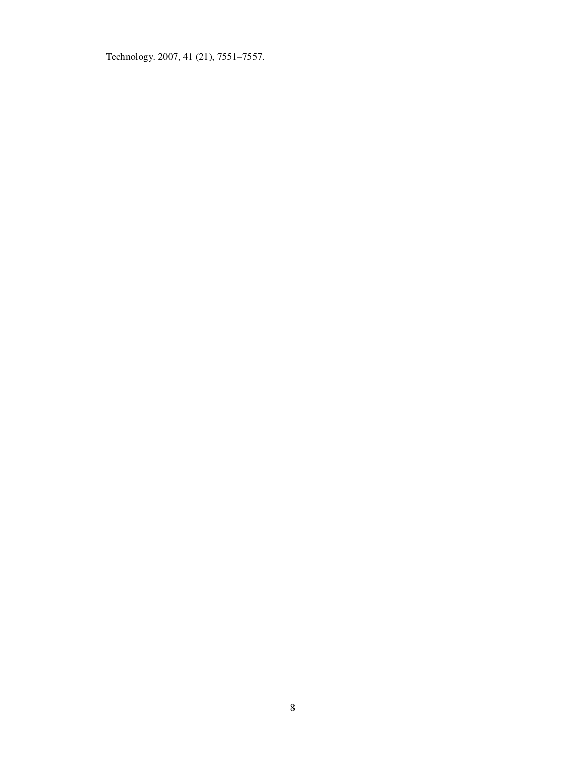Technology. 2007, 41 (21), 7551–7557.